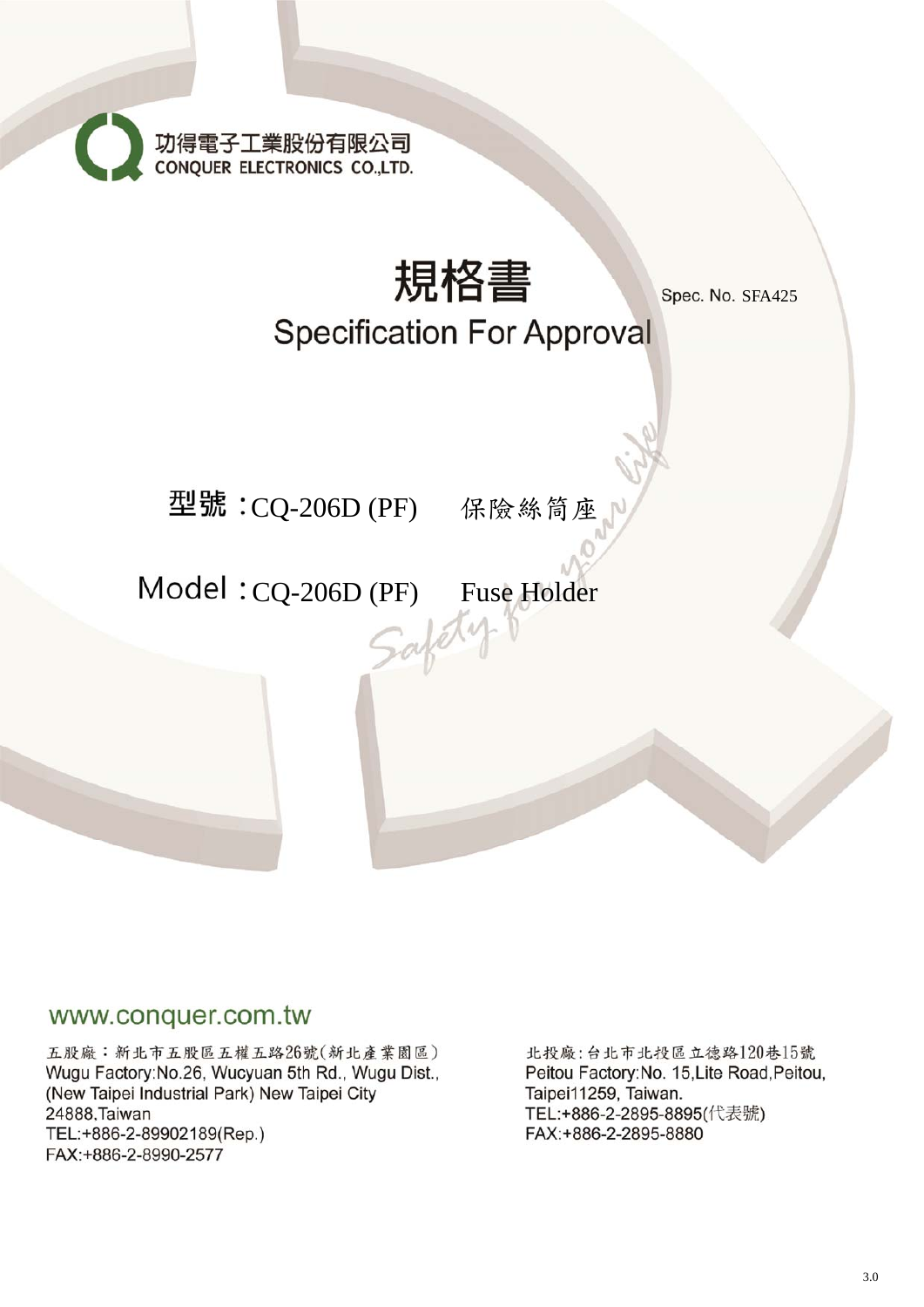功得電子工業股份有限公司
CONQUER ELECTRONICS CO.,LTD.

# 規格書

## Specification For Approval

Spec. No. SFA425

型號：CQ-206D (PF)　保險絲筒座

Model：CQ-206D (PF)　Fuse Holder

Safety for your life

www.conquer.com.tw

五股廠：新北市五股區五權五路26號(新北產業園區)
Wugu Factory:No.26, Wucyuan 5th Rd., Wugu Dist., (New Taipei Industrial Park) New Taipei City 24888,Taiwan
TEL:+886-2-89902189(Rep.)
FAX:+886-2-8990-2577

北投廠：台北市北投區立德路120巷15號
Peitou Factory:No. 15,Lite Road,Peitou, Taipei11259, Taiwan.
TEL:+886-2-2895-8895(代表號)
FAX:+886-2-2895-8880

3.0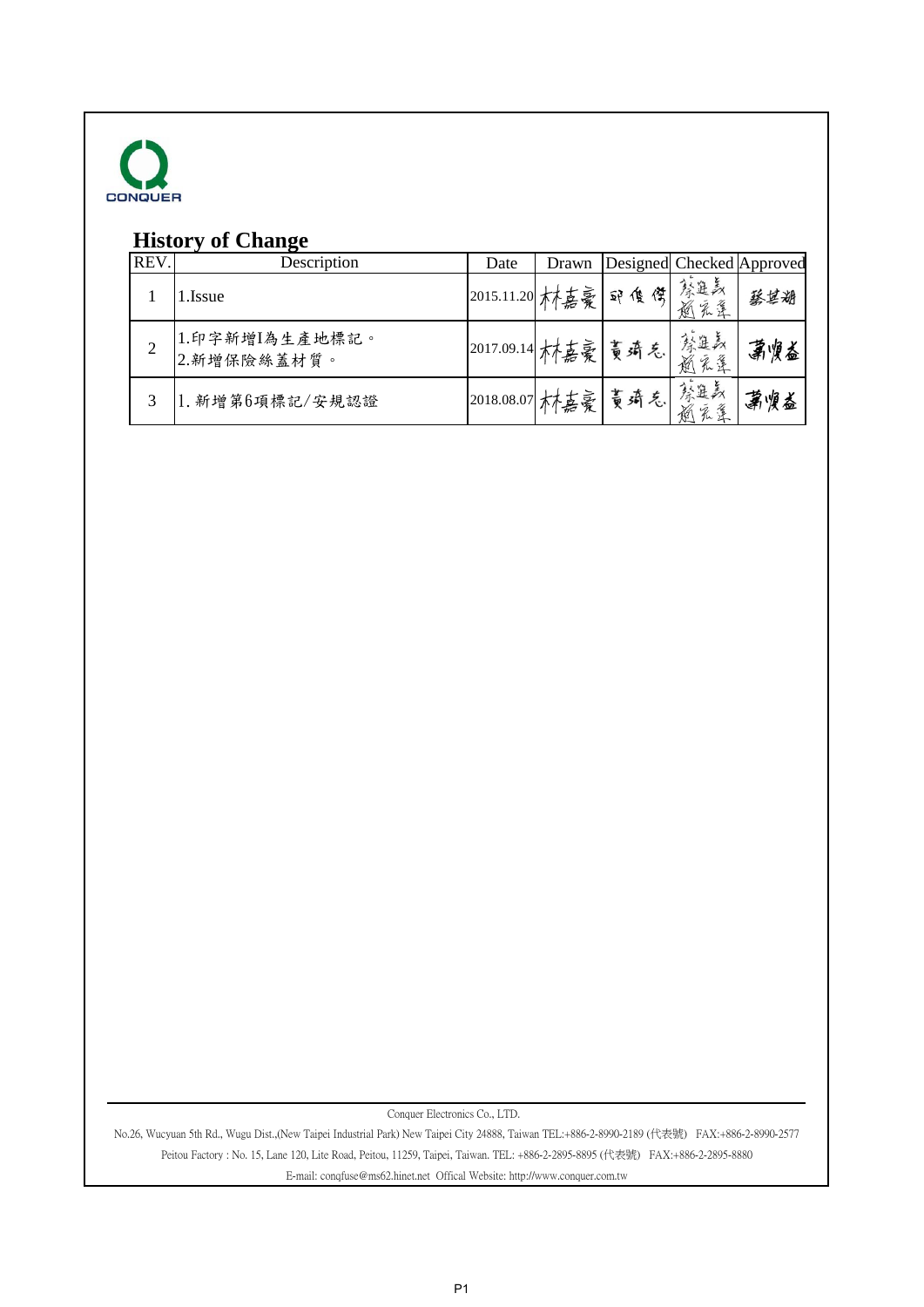CONQUER

## History of Change

| REV. | Description | Date | Drawn | Designed | Checked | Approved |
|---|---|---|---|---|---|---|
| 1 | 1.Issue | 2015.11.20 | 林嘉豪 | 邱俊傑 | 蔡進義 趙宏業 | 蔡世湖 |
| 2 | 1.印字新增I為生產地標記。<br>2.新增保險絲蓋材質。 | 2017.09.14 | 林嘉豪 | 黃琦玄 | 蔡進義 趙宏業 | 蕭慎益 |
| 3 | 1. 新增第6項標記/安規認證 | 2018.08.07 | 林嘉豪 | 黃琦玄 | 蔡進義 趙宏業 | 蕭慎益 |

Conquer Electronics Co., LTD.

No.26, Wucyuan 5th Rd., Wugu Dist.,(New Taipei Industrial Park) New Taipei City 24888, Taiwan TEL:+886-2-8990-2189 (代表號) FAX:+886-2-8990-2577

Peitou Factory : No. 15, Lane 120, Lite Road, Peitou, 11259, Taipei, Taiwan. TEL: +886-2-2895-8895 (代表號) FAX:+886-2-2895-8880

E-mail: conqfuse@ms62.hinet.net Offical Website: http://www.conquer.com.tw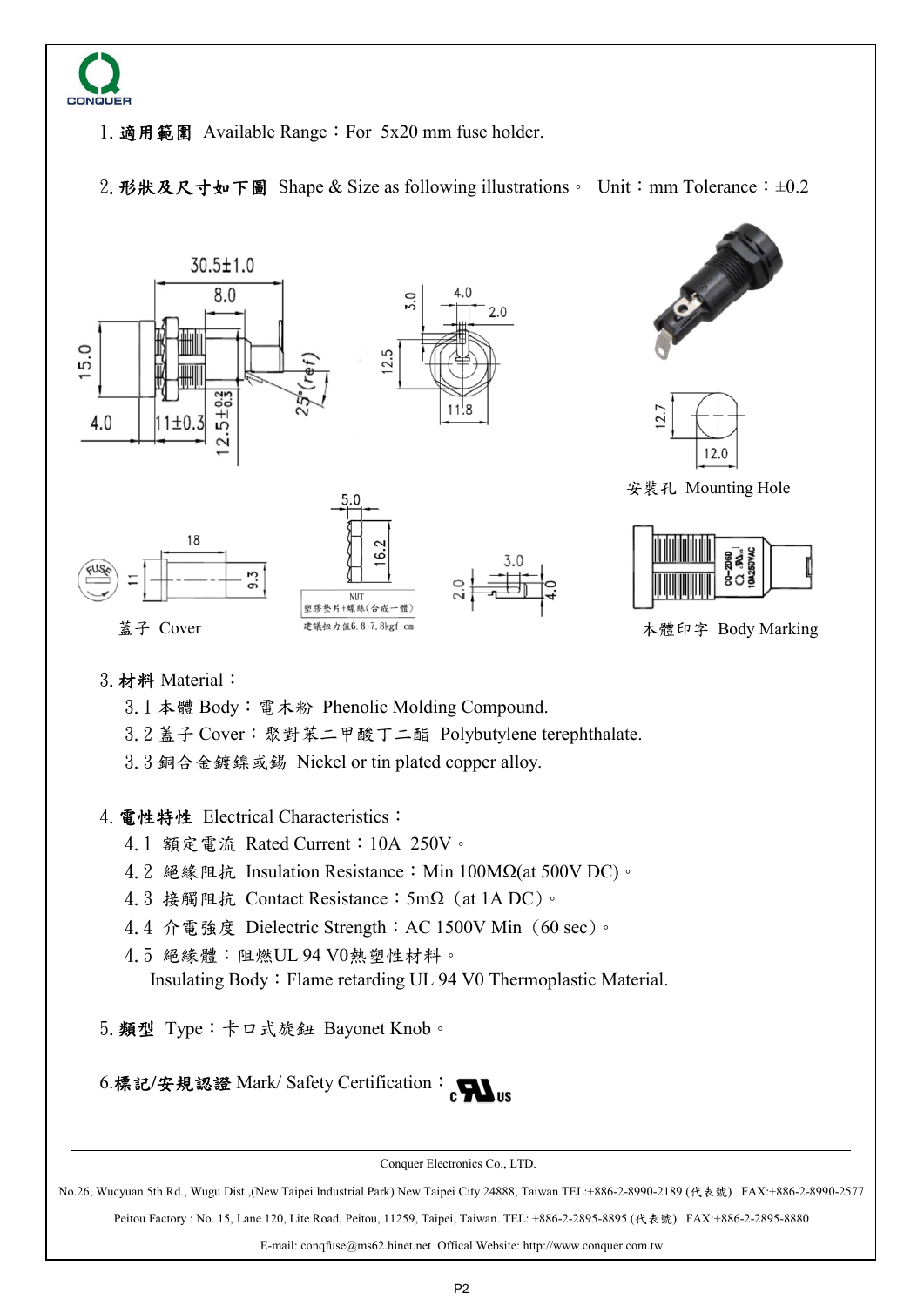1. **適用範圍** Available Range：For 5x20 mm fuse holder.

2. **形狀及尺寸如下圖** Shape & Size as following illustrations。 Unit：mm Tolerance：±0.2

安裝孔 Mounting Hole

蓋子 Cover

本體印字 Body Marking

3. **材料** Material：
   - 3.1 本體 Body：電木粉 Phenolic Molding Compound.
   - 3.2 蓋子 Cover：聚對苯二甲酸丁二酯 Polybutylene terephthalate.
   - 3.3 銅合金鍍鎳或錫 Nickel or tin plated copper alloy.

4. **電性特性** Electrical Characteristics：
   - 4.1 額定電流 Rated Current：10A 250V。
   - 4.2 絕緣阻抗 Insulation Resistance：Min 100MΩ(at 500V DC)。
   - 4.3 接觸阻抗 Contact Resistance：5mΩ（at 1A DC）。
   - 4.4 介電強度 Dielectric Strength：AC 1500V Min（60 sec）。
   - 4.5 絕緣體：阻燃UL 94 V0熱塑性材料。
     Insulating Body：Flame retarding UL 94 V0 Thermoplastic Material.

5. **類型** Type：卡口式旋鈕 Bayonet Knob。

6. **標記/安規認證** Mark/ Safety Certification：cULus

Conquer Electronics Co., LTD.

No.26, Wucyuan 5th Rd., Wugu Dist.,(New Taipei Industrial Park) New Taipei City 24888, Taiwan TEL:+886-2-8990-2189 (代表號) FAX:+886-2-8990-2577

Peitou Factory : No. 15, Lane 120, Lite Road, Peitou, 11259, Taipei, Taiwan. TEL: +886-2-2895-8895 (代表號) FAX:+886-2-2895-8880

E-mail: conqfuse@ms62.hinet.net Offical Website: http://www.conquer.com.tw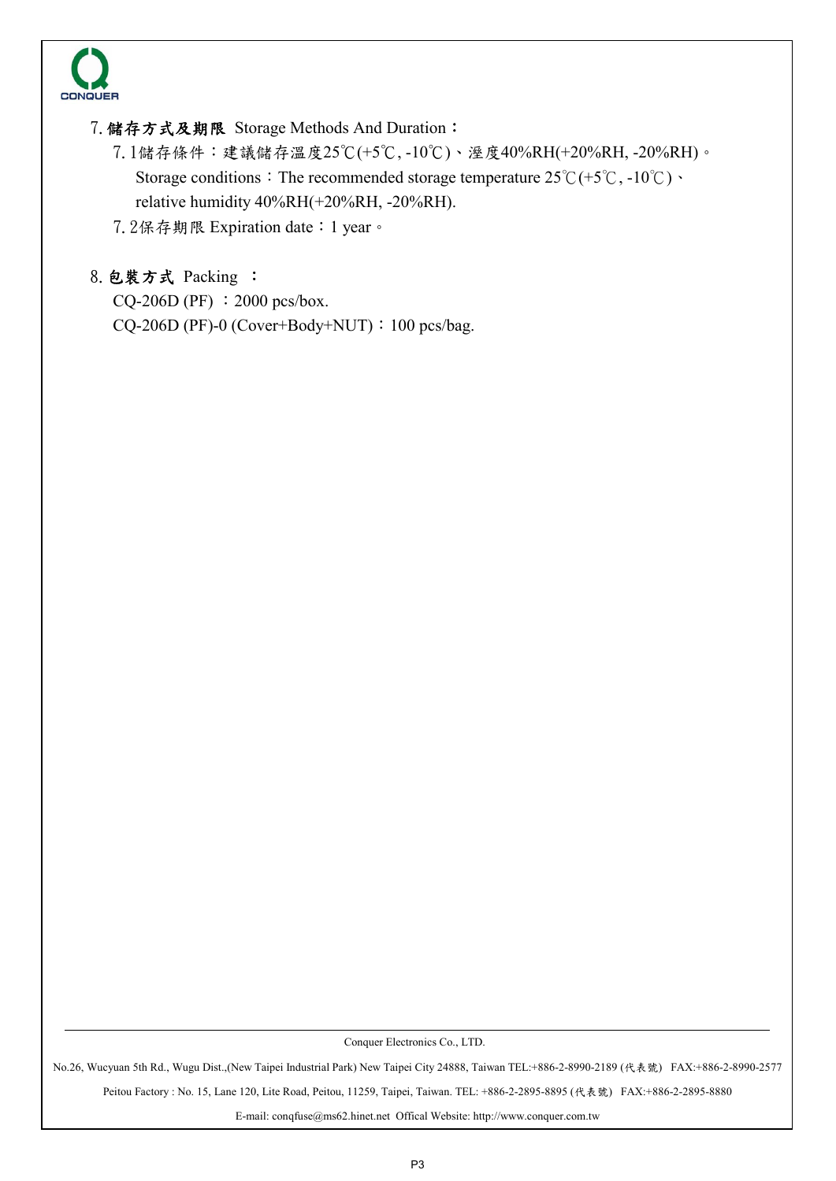## 7. **儲存方式及期限** Storage Methods And Duration：

7.1儲存條件：建議儲存溫度25℃(+5℃, -10℃)、溼度40%RH(+20%RH, -20%RH)。
Storage conditions：The recommended storage temperature 25℃(+5℃, -10℃)、relative humidity 40%RH(+20%RH, -20%RH).

7.2保存期限 Expiration date：1 year。

## 8. **包裝方式** Packing ：

CQ-206D (PF) ：2000 pcs/box.
CQ-206D (PF)-0 (Cover+Body+NUT)：100 pcs/bag.

Conquer Electronics Co., LTD.

No.26, Wucyuan 5th Rd., Wugu Dist.,(New Taipei Industrial Park) New Taipei City 24888, Taiwan TEL:+886-2-8990-2189 (代表號) FAX:+886-2-8990-2577

Peitou Factory : No. 15, Lane 120, Lite Road, Peitou, 11259, Taipei, Taiwan. TEL: +886-2-2895-8895 (代表號) FAX:+886-2-2895-8880

E-mail: conqfuse@ms62.hinet.net Offical Website: http://www.conquer.com.tw